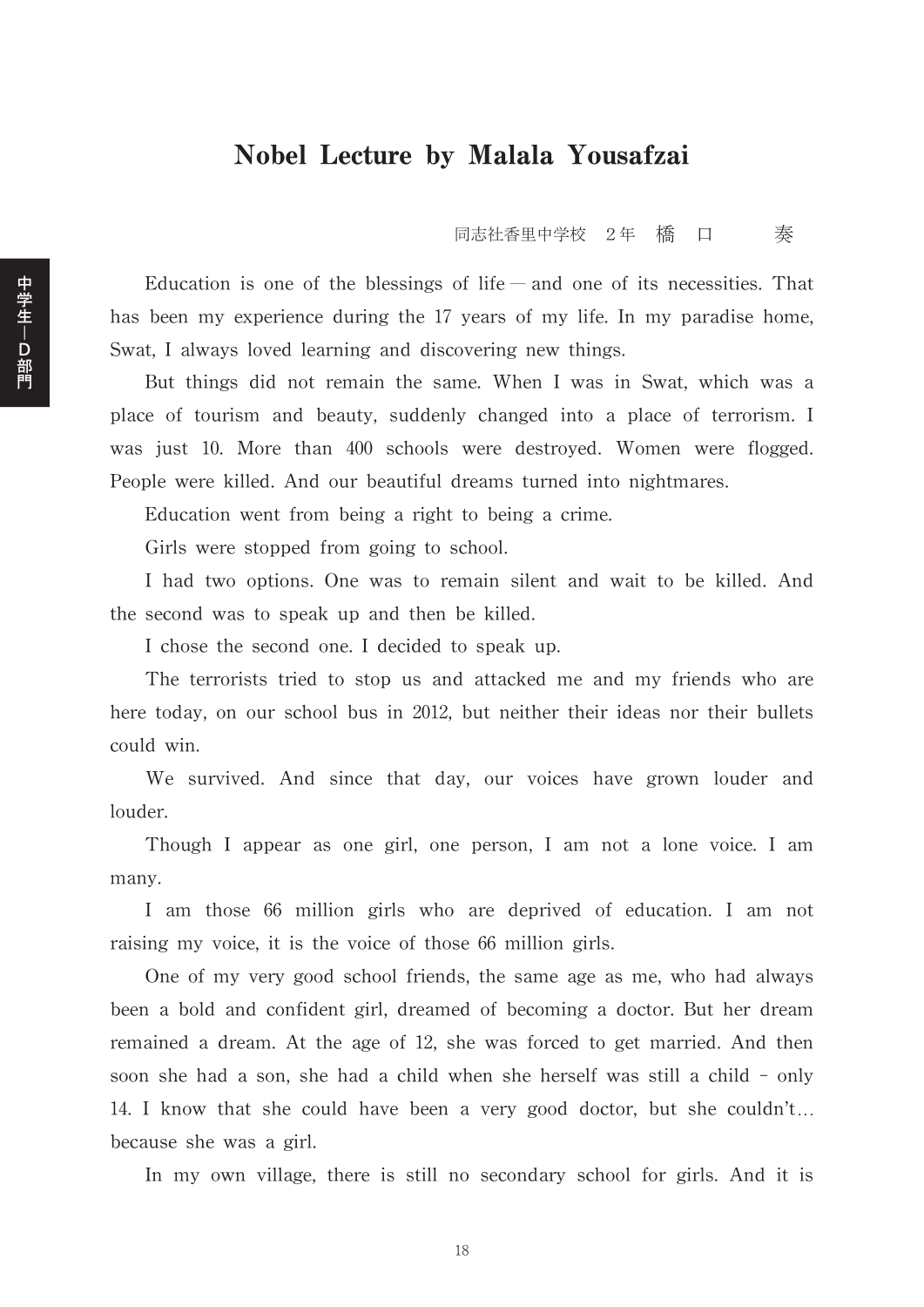# Nobel Lecture by Malala Yousafzai

同志社香里中学校　2年　橋　口　　奏

Education is one of the blessings of life — and one of its necessities. That has been my experience during the 17 years of my life. In my paradise home, Swat, I always loved learning and discovering new things.

But things did not remain the same. When I was in Swat, which was a place of tourism and beauty, suddenly changed into a place of terrorism. I was just 10. More than 400 schools were destroyed. Women were flogged. People were killed. And our beautiful dreams turned into nightmares.

Education went from being a right to being a crime.

Girls were stopped from going to school.

I had two options. One was to remain silent and wait to be killed. And the second was to speak up and then be killed.

I chose the second one. I decided to speak up.

The terrorists tried to stop us and attacked me and my friends who are here today, on our school bus in 2012, but neither their ideas nor their bullets could win.

We survived. And since that day, our voices have grown louder and louder.

Though I appear as one girl, one person, I am not a lone voice. I am many.

I am those 66 million girls who are deprived of education. I am not raising my voice, it is the voice of those 66 million girls.

One of my very good school friends, the same age as me, who had always been a bold and confident girl, dreamed of becoming a doctor. But her dream remained a dream. At the age of 12, she was forced to get married. And then soon she had a son, she had a child when she herself was still a child – only 14. I know that she could have been a very good doctor, but she couldn't… because she was a girl.

In my own village, there is still no secondary school for girls. And it is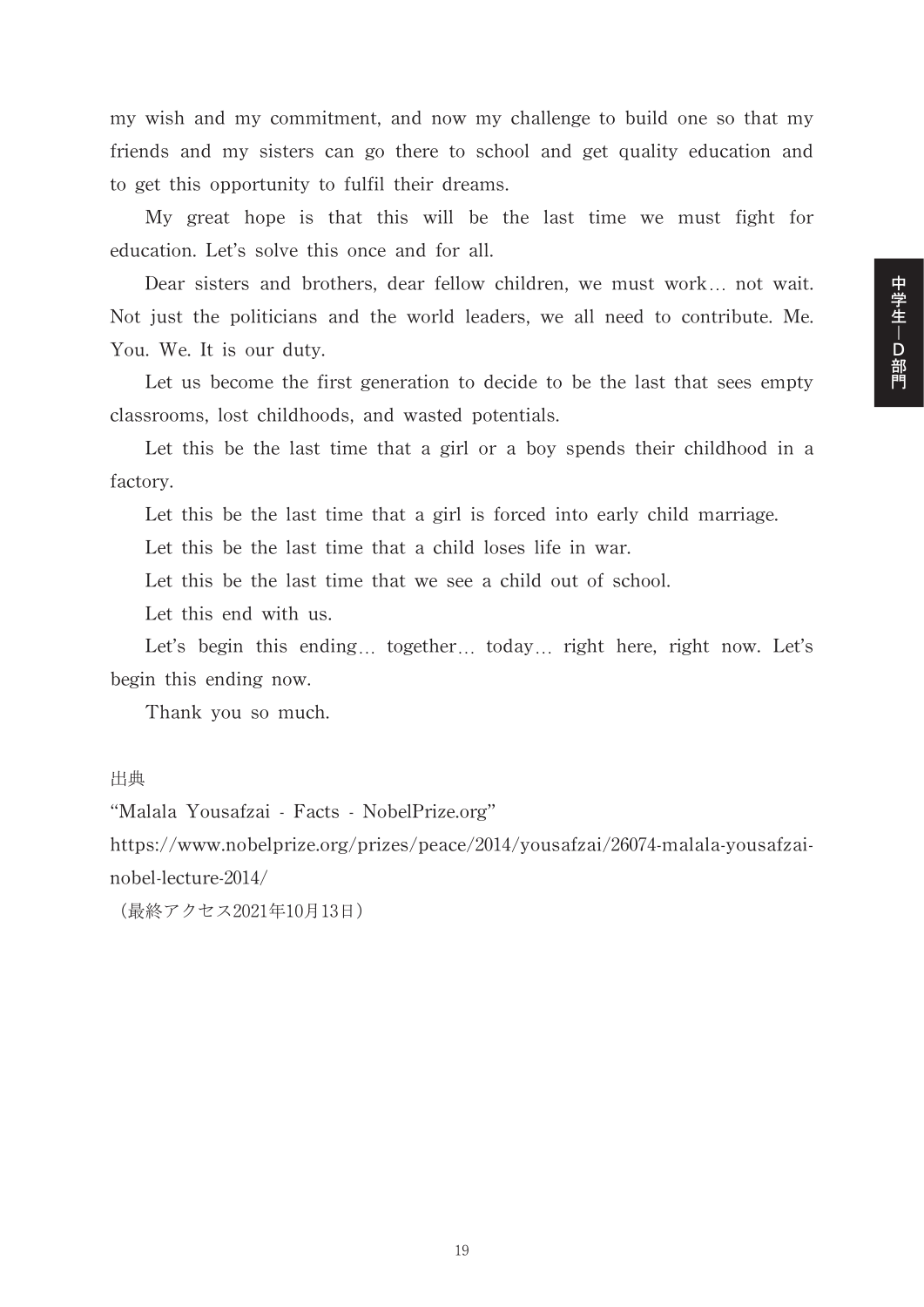my wish and my commitment, and now my challenge to build one so that my friends and my sisters can go there to school and get quality education and to get this opportunity to fulfil their dreams.

My great hope is that this will be the last time we must fight for education. Let's solve this once and for all.

Dear sisters and brothers, dear fellow children, we must work… not wait. Not just the politicians and the world leaders, we all need to contribute. Me. You. We. It is our duty.

Let us become the first generation to decide to be the last that sees empty classrooms, lost childhoods, and wasted potentials.

Let this be the last time that a girl or a boy spends their childhood in a factory.

Let this be the last time that a girl is forced into early child marriage.

Let this be the last time that a child loses life in war.

Let this be the last time that we see a child out of school.

Let this end with us.

Let's begin this ending… together… today… right here, right now. Let's begin this ending now.

Thank you so much.

出典

"Malala Yousafzai - Facts - NobelPrize.org"

https://www.nobelprize.org/prizes/peace/2014/yousafzai/26074-malala-yousafzai-nobel-lecture-2014/

（最終アクセス2021年10月13日）